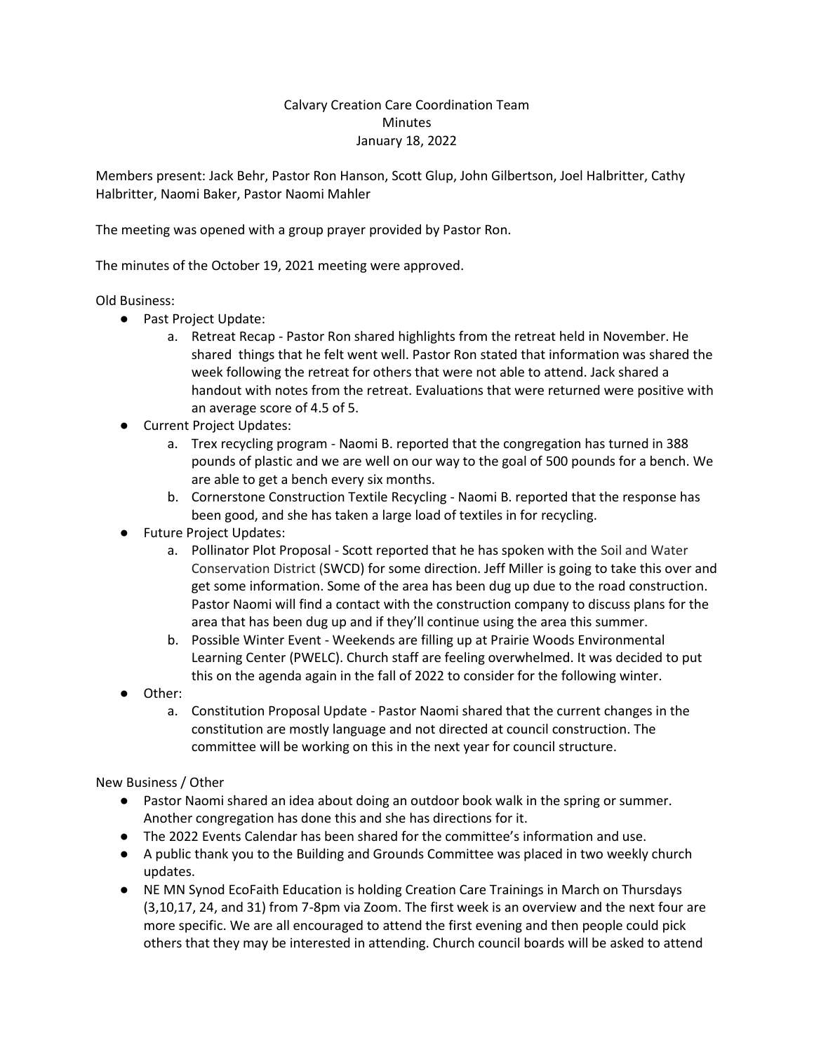Calvary Creation Care Coordination Team
Minutes
January 18, 2022

Members present: Jack Behr, Pastor Ron Hanson, Scott Glup, John Gilbertson, Joel Halbritter, Cathy Halbritter, Naomi Baker, Pastor Naomi Mahler

The meeting was opened with a group prayer provided by Pastor Ron.

The minutes of the October 19, 2021 meeting were approved.

Old Business:

- Past Project Update:
    a. Retreat Recap - Pastor Ron shared highlights from the retreat held in November. He shared things that he felt went well. Pastor Ron stated that information was shared the week following the retreat for others that were not able to attend. Jack shared a handout with notes from the retreat. Evaluations that were returned were positive with an average score of 4.5 of 5.
- Current Project Updates:
    a. Trex recycling program - Naomi B. reported that the congregation has turned in 388 pounds of plastic and we are well on our way to the goal of 500 pounds for a bench. We are able to get a bench every six months.
    b. Cornerstone Construction Textile Recycling - Naomi B. reported that the response has been good, and she has taken a large load of textiles in for recycling.
- Future Project Updates:
    a. Pollinator Plot Proposal - Scott reported that he has spoken with the Soil and Water Conservation District (SWCD) for some direction. Jeff Miller is going to take this over and get some information. Some of the area has been dug up due to the road construction. Pastor Naomi will find a contact with the construction company to discuss plans for the area that has been dug up and if they'll continue using the area this summer.
    b. Possible Winter Event - Weekends are filling up at Prairie Woods Environmental Learning Center (PWELC). Church staff are feeling overwhelmed. It was decided to put this on the agenda again in the fall of 2022 to consider for the following winter.
- Other:
    a. Constitution Proposal Update - Pastor Naomi shared that the current changes in the constitution are mostly language and not directed at council construction. The committee will be working on this in the next year for council structure.

New Business / Other

- Pastor Naomi shared an idea about doing an outdoor book walk in the spring or summer. Another congregation has done this and she has directions for it.
- The 2022 Events Calendar has been shared for the committee's information and use.
- A public thank you to the Building and Grounds Committee was placed in two weekly church updates.
- NE MN Synod EcoFaith Education is holding Creation Care Trainings in March on Thursdays (3,10,17, 24, and 31) from 7-8pm via Zoom. The first week is an overview and the next four are more specific. We are all encouraged to attend the first evening and then people could pick others that they may be interested in attending. Church council boards will be asked to attend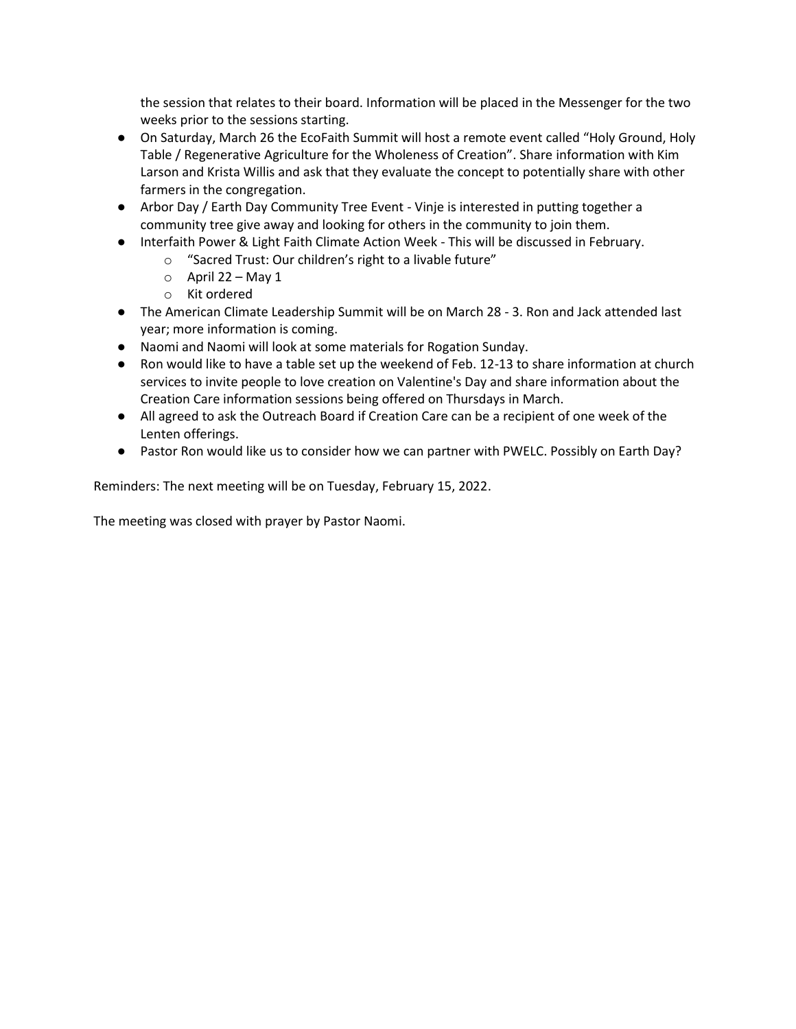the session that relates to their board. Information will be placed in the Messenger for the two weeks prior to the sessions starting.

- On Saturday, March 26 the EcoFaith Summit will host a remote event called "Holy Ground, Holy Table / Regenerative Agriculture for the Wholeness of Creation". Share information with Kim Larson and Krista Willis and ask that they evaluate the concept to potentially share with other farmers in the congregation.
- Arbor Day / Earth Day Community Tree Event - Vinje is interested in putting together a community tree give away and looking for others in the community to join them.
- Interfaith Power & Light Faith Climate Action Week - This will be discussed in February.
    - "Sacred Trust: Our children's right to a livable future"
    - April 22 – May 1
    - Kit ordered
- The American Climate Leadership Summit will be on March 28 - 3. Ron and Jack attended last year; more information is coming.
- Naomi and Naomi will look at some materials for Rogation Sunday.
- Ron would like to have a table set up the weekend of Feb. 12-13 to share information at church services to invite people to love creation on Valentine's Day and share information about the Creation Care information sessions being offered on Thursdays in March.
- All agreed to ask the Outreach Board if Creation Care can be a recipient of one week of the Lenten offerings.
- Pastor Ron would like us to consider how we can partner with PWELC. Possibly on Earth Day?

Reminders: The next meeting will be on Tuesday, February 15, 2022.

The meeting was closed with prayer by Pastor Naomi.